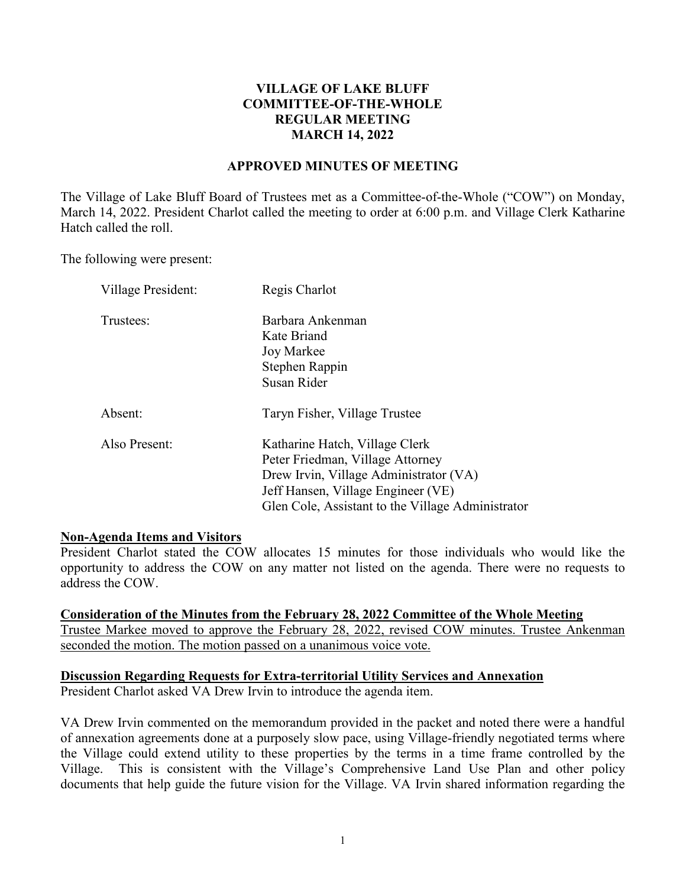# VILLAGE OF LAKE BLUFF
# COMMITTEE-OF-THE-WHOLE
# REGULAR MEETING
# MARCH 14, 2022

## APPROVED MINUTES OF MEETING

The Village of Lake Bluff Board of Trustees met as a Committee-of-the-Whole ("COW") on Monday, March 14, 2022. President Charlot called the meeting to order at 6:00 p.m. and Village Clerk Katharine Hatch called the roll.

The following were present:

| | |
|---|---|
| Village President: | Regis Charlot |
| Trustees: | Barbara Ankenman<br>Kate Briand<br>Joy Markee<br>Stephen Rappin<br>Susan Rider |
| Absent: | Taryn Fisher, Village Trustee |
| Also Present: | Katharine Hatch, Village Clerk<br>Peter Friedman, Village Attorney<br>Drew Irvin, Village Administrator (VA)<br>Jeff Hansen, Village Engineer (VE)<br>Glen Cole, Assistant to the Village Administrator |

**Non-Agenda Items and Visitors**

President Charlot stated the COW allocates 15 minutes for those individuals who would like the opportunity to address the COW on any matter not listed on the agenda. There were no requests to address the COW.

**Consideration of the Minutes from the February 28, 2022 Committee of the Whole Meeting**

Trustee Markee moved to approve the February 28, 2022, revised COW minutes. Trustee Ankenman seconded the motion. The motion passed on a unanimous voice vote.

**Discussion Regarding Requests for Extra-territorial Utility Services and Annexation**

President Charlot asked VA Drew Irvin to introduce the agenda item.

VA Drew Irvin commented on the memorandum provided in the packet and noted there were a handful of annexation agreements done at a purposely slow pace, using Village-friendly negotiated terms where the Village could extend utility to these properties by the terms in a time frame controlled by the Village. This is consistent with the Village's Comprehensive Land Use Plan and other policy documents that help guide the future vision for the Village. VA Irvin shared information regarding the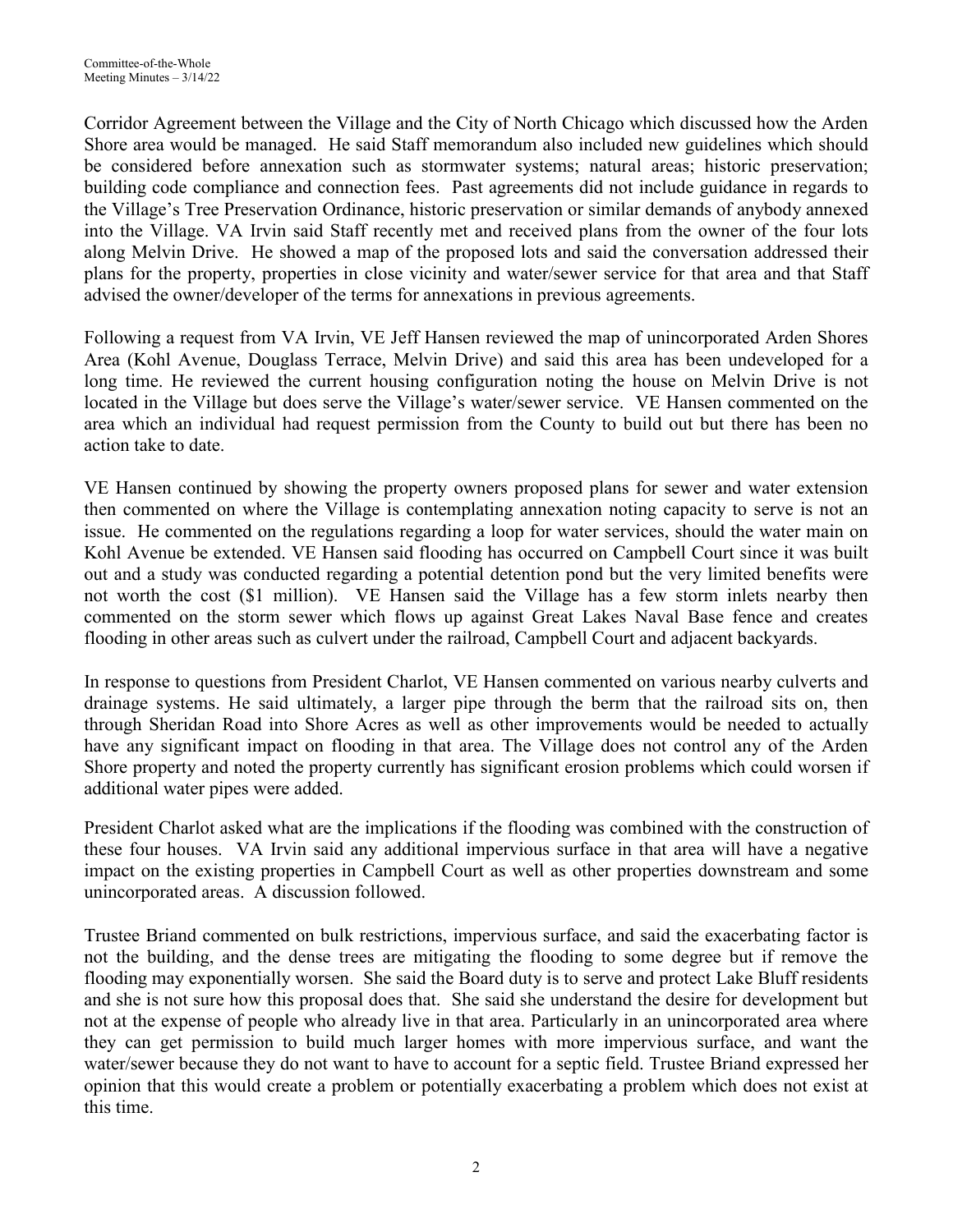Corridor Agreement between the Village and the City of North Chicago which discussed how the Arden Shore area would be managed. He said Staff memorandum also included new guidelines which should be considered before annexation such as stormwater systems; natural areas; historic preservation; building code compliance and connection fees. Past agreements did not include guidance in regards to the Village's Tree Preservation Ordinance, historic preservation or similar demands of anybody annexed into the Village. VA Irvin said Staff recently met and received plans from the owner of the four lots along Melvin Drive. He showed a map of the proposed lots and said the conversation addressed their plans for the property, properties in close vicinity and water/sewer service for that area and that Staff advised the owner/developer of the terms for annexations in previous agreements.

Following a request from VA Irvin, VE Jeff Hansen reviewed the map of unincorporated Arden Shores Area (Kohl Avenue, Douglass Terrace, Melvin Drive) and said this area has been undeveloped for a long time. He reviewed the current housing configuration noting the house on Melvin Drive is not located in the Village but does serve the Village's water/sewer service. VE Hansen commented on the area which an individual had request permission from the County to build out but there has been no action take to date.

VE Hansen continued by showing the property owners proposed plans for sewer and water extension then commented on where the Village is contemplating annexation noting capacity to serve is not an issue. He commented on the regulations regarding a loop for water services, should the water main on Kohl Avenue be extended. VE Hansen said flooding has occurred on Campbell Court since it was built out and a study was conducted regarding a potential detention pond but the very limited benefits were not worth the cost ($1 million). VE Hansen said the Village has a few storm inlets nearby then commented on the storm sewer which flows up against Great Lakes Naval Base fence and creates flooding in other areas such as culvert under the railroad, Campbell Court and adjacent backyards.

In response to questions from President Charlot, VE Hansen commented on various nearby culverts and drainage systems. He said ultimately, a larger pipe through the berm that the railroad sits on, then through Sheridan Road into Shore Acres as well as other improvements would be needed to actually have any significant impact on flooding in that area. The Village does not control any of the Arden Shore property and noted the property currently has significant erosion problems which could worsen if additional water pipes were added.

President Charlot asked what are the implications if the flooding was combined with the construction of these four houses. VA Irvin said any additional impervious surface in that area will have a negative impact on the existing properties in Campbell Court as well as other properties downstream and some unincorporated areas. A discussion followed.

Trustee Briand commented on bulk restrictions, impervious surface, and said the exacerbating factor is not the building, and the dense trees are mitigating the flooding to some degree but if remove the flooding may exponentially worsen. She said the Board duty is to serve and protect Lake Bluff residents and she is not sure how this proposal does that. She said she understand the desire for development but not at the expense of people who already live in that area. Particularly in an unincorporated area where they can get permission to build much larger homes with more impervious surface, and want the water/sewer because they do not want to have to account for a septic field. Trustee Briand expressed her opinion that this would create a problem or potentially exacerbating a problem which does not exist at this time.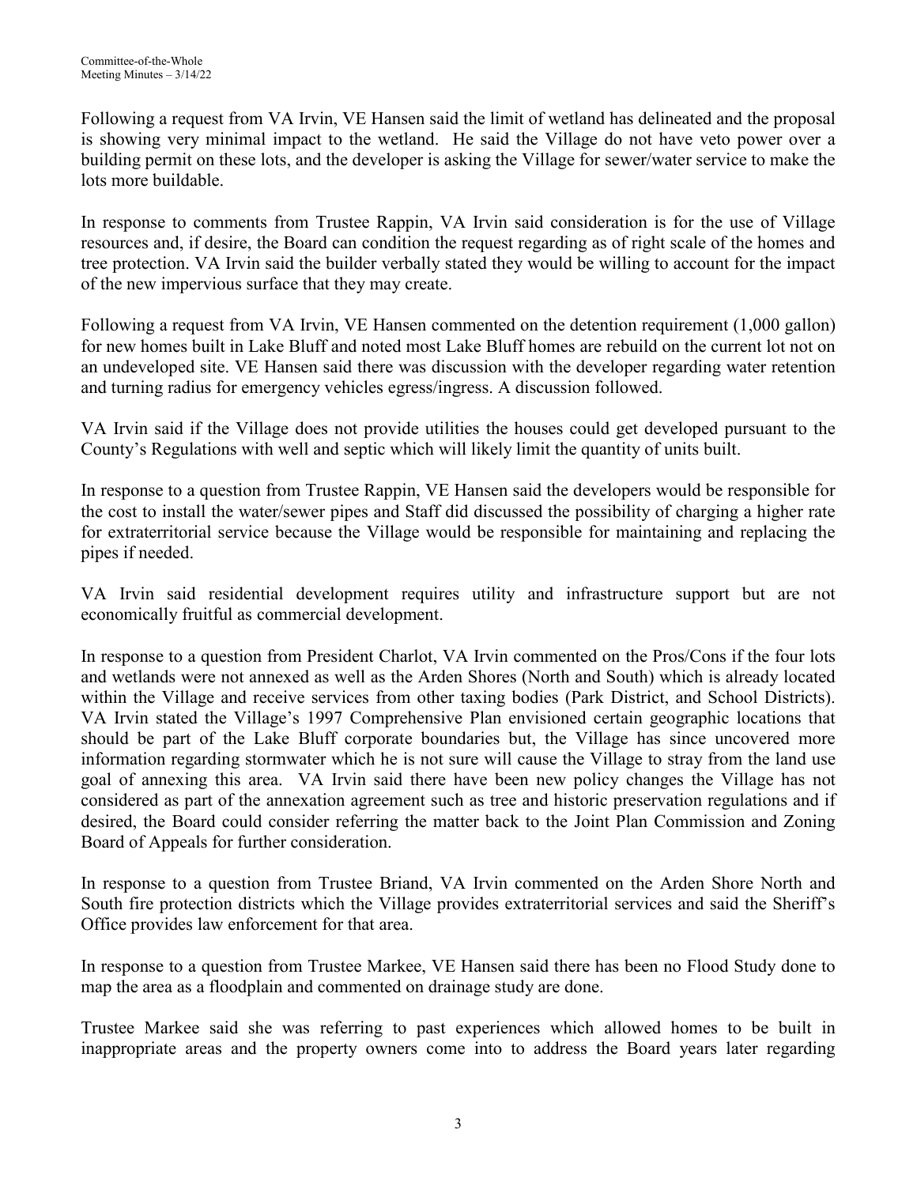Following a request from VA Irvin, VE Hansen said the limit of wetland has delineated and the proposal is showing very minimal impact to the wetland. He said the Village do not have veto power over a building permit on these lots, and the developer is asking the Village for sewer/water service to make the lots more buildable.

In response to comments from Trustee Rappin, VA Irvin said consideration is for the use of Village resources and, if desire, the Board can condition the request regarding as of right scale of the homes and tree protection. VA Irvin said the builder verbally stated they would be willing to account for the impact of the new impervious surface that they may create.

Following a request from VA Irvin, VE Hansen commented on the detention requirement (1,000 gallon) for new homes built in Lake Bluff and noted most Lake Bluff homes are rebuild on the current lot not on an undeveloped site. VE Hansen said there was discussion with the developer regarding water retention and turning radius for emergency vehicles egress/ingress. A discussion followed.

VA Irvin said if the Village does not provide utilities the houses could get developed pursuant to the County's Regulations with well and septic which will likely limit the quantity of units built.

In response to a question from Trustee Rappin, VE Hansen said the developers would be responsible for the cost to install the water/sewer pipes and Staff did discussed the possibility of charging a higher rate for extraterritorial service because the Village would be responsible for maintaining and replacing the pipes if needed.

VA Irvin said residential development requires utility and infrastructure support but are not economically fruitful as commercial development.

In response to a question from President Charlot, VA Irvin commented on the Pros/Cons if the four lots and wetlands were not annexed as well as the Arden Shores (North and South) which is already located within the Village and receive services from other taxing bodies (Park District, and School Districts). VA Irvin stated the Village's 1997 Comprehensive Plan envisioned certain geographic locations that should be part of the Lake Bluff corporate boundaries but, the Village has since uncovered more information regarding stormwater which he is not sure will cause the Village to stray from the land use goal of annexing this area. VA Irvin said there have been new policy changes the Village has not considered as part of the annexation agreement such as tree and historic preservation regulations and if desired, the Board could consider referring the matter back to the Joint Plan Commission and Zoning Board of Appeals for further consideration.

In response to a question from Trustee Briand, VA Irvin commented on the Arden Shore North and South fire protection districts which the Village provides extraterritorial services and said the Sheriff's Office provides law enforcement for that area.

In response to a question from Trustee Markee, VE Hansen said there has been no Flood Study done to map the area as a floodplain and commented on drainage study are done.

Trustee Markee said she was referring to past experiences which allowed homes to be built in inappropriate areas and the property owners come into to address the Board years later regarding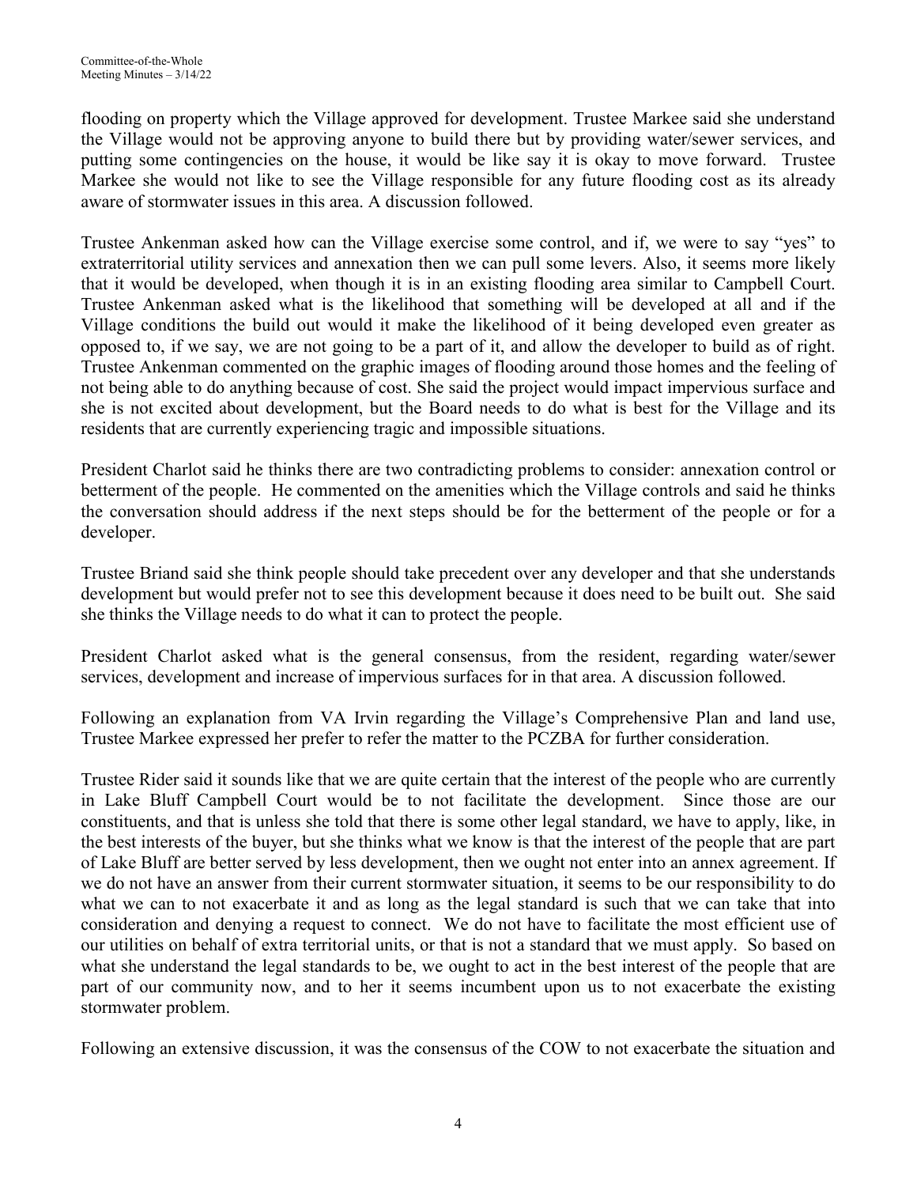flooding on property which the Village approved for development. Trustee Markee said she understand the Village would not be approving anyone to build there but by providing water/sewer services, and putting some contingencies on the house, it would be like say it is okay to move forward. Trustee Markee she would not like to see the Village responsible for any future flooding cost as its already aware of stormwater issues in this area. A discussion followed.

Trustee Ankenman asked how can the Village exercise some control, and if, we were to say "yes" to extraterritorial utility services and annexation then we can pull some levers. Also, it seems more likely that it would be developed, when though it is in an existing flooding area similar to Campbell Court. Trustee Ankenman asked what is the likelihood that something will be developed at all and if the Village conditions the build out would it make the likelihood of it being developed even greater as opposed to, if we say, we are not going to be a part of it, and allow the developer to build as of right. Trustee Ankenman commented on the graphic images of flooding around those homes and the feeling of not being able to do anything because of cost. She said the project would impact impervious surface and she is not excited about development, but the Board needs to do what is best for the Village and its residents that are currently experiencing tragic and impossible situations.

President Charlot said he thinks there are two contradicting problems to consider: annexation control or betterment of the people. He commented on the amenities which the Village controls and said he thinks the conversation should address if the next steps should be for the betterment of the people or for a developer.

Trustee Briand said she think people should take precedent over any developer and that she understands development but would prefer not to see this development because it does need to be built out. She said she thinks the Village needs to do what it can to protect the people.

President Charlot asked what is the general consensus, from the resident, regarding water/sewer services, development and increase of impervious surfaces for in that area. A discussion followed.

Following an explanation from VA Irvin regarding the Village's Comprehensive Plan and land use, Trustee Markee expressed her prefer to refer the matter to the PCZBA for further consideration.

Trustee Rider said it sounds like that we are quite certain that the interest of the people who are currently in Lake Bluff Campbell Court would be to not facilitate the development. Since those are our constituents, and that is unless she told that there is some other legal standard, we have to apply, like, in the best interests of the buyer, but she thinks what we know is that the interest of the people that are part of Lake Bluff are better served by less development, then we ought not enter into an annex agreement. If we do not have an answer from their current stormwater situation, it seems to be our responsibility to do what we can to not exacerbate it and as long as the legal standard is such that we can take that into consideration and denying a request to connect. We do not have to facilitate the most efficient use of our utilities on behalf of extra territorial units, or that is not a standard that we must apply. So based on what she understand the legal standards to be, we ought to act in the best interest of the people that are part of our community now, and to her it seems incumbent upon us to not exacerbate the existing stormwater problem.

Following an extensive discussion, it was the consensus of the COW to not exacerbate the situation and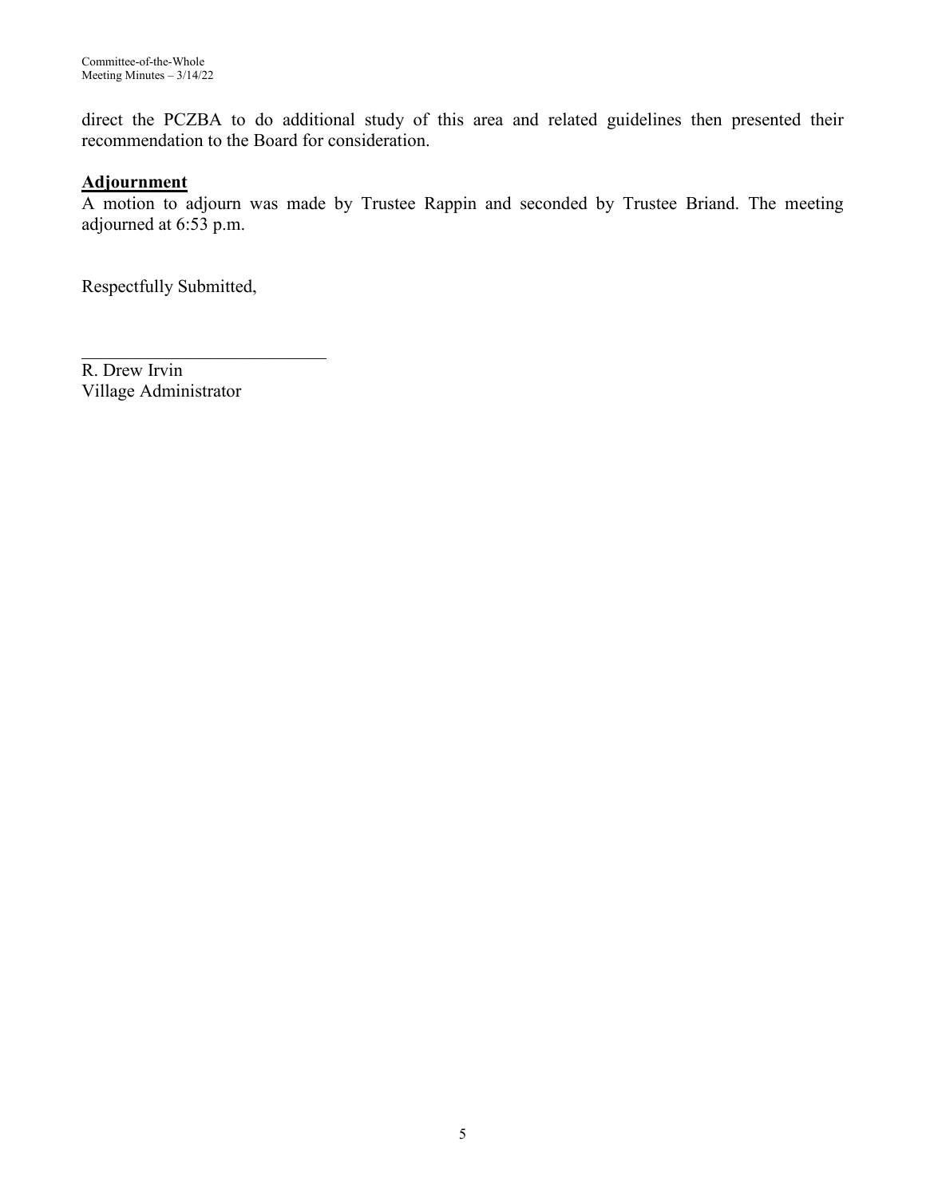direct the PCZBA to do additional study of this area and related guidelines then presented their recommendation to the Board for consideration.

**Adjournment**

A motion to adjourn was made by Trustee Rappin and seconded by Trustee Briand. The meeting adjourned at 6:53 p.m.

Respectfully Submitted,

\_\_\_\_\_\_\_\_\_\_\_\_\_\_\_\_\_\_\_\_\_\_\_\_\_\_\_\_

R. Drew Irvin
Village Administrator